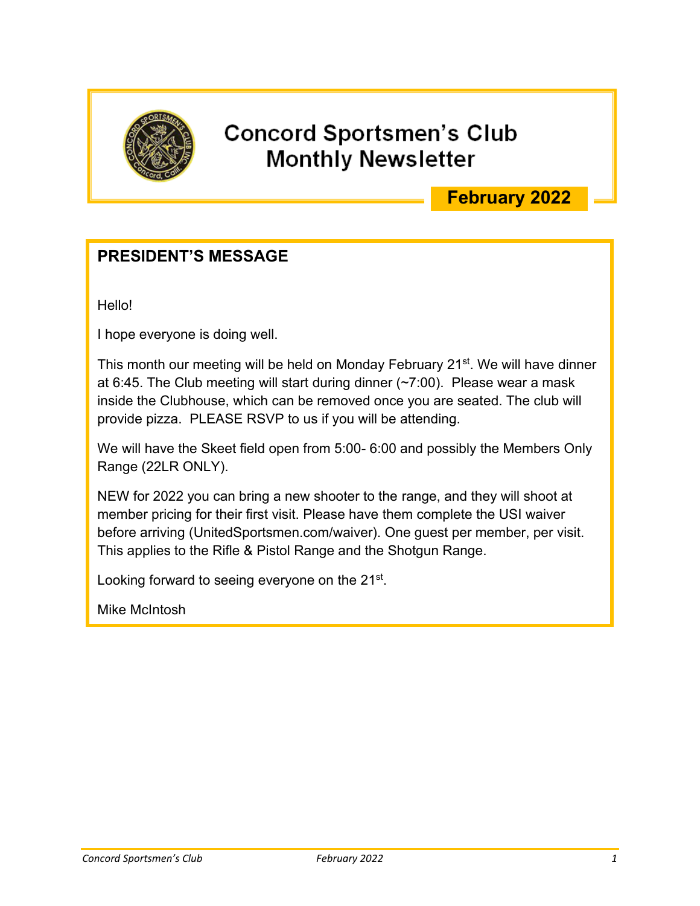# Concord Sportsmen's Club Monthly Newsletter

**February 2022**

## PRESIDENT'S MESSAGE

Hello!

I hope everyone is doing well.

This month our meeting will be held on Monday February 21st. We will have dinner at 6:45. The Club meeting will start during dinner (~7:00). Please wear a mask inside the Clubhouse, which can be removed once you are seated. The club will provide pizza. PLEASE RSVP to us if you will be attending.

We will have the Skeet field open from 5:00- 6:00 and possibly the Members Only Range (22LR ONLY).

NEW for 2022 you can bring a new shooter to the range, and they will shoot at member pricing for their first visit. Please have them complete the USI waiver before arriving (UnitedSportsmen.com/waiver). One guest per member, per visit. This applies to the Rifle & Pistol Range and the Shotgun Range.

Looking forward to seeing everyone on the 21st.

Mike McIntosh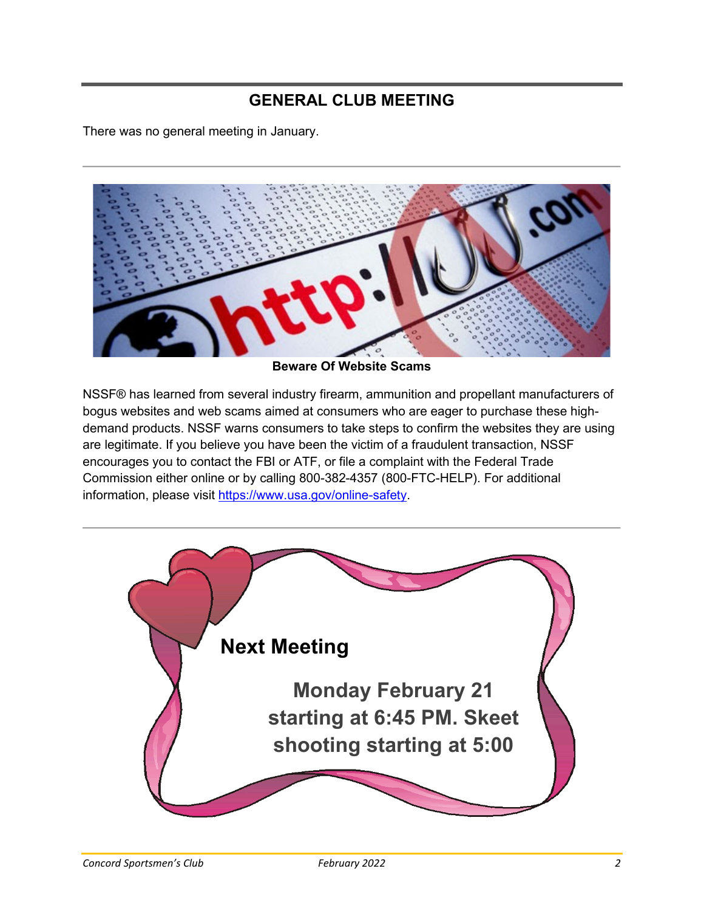## GENERAL CLUB MEETING

There was no general meeting in January.

**Beware Of Website Scams**

NSSF® has learned from several industry firearm, ammunition and propellant manufacturers of bogus websites and web scams aimed at consumers who are eager to purchase these high-demand products. NSSF warns consumers to take steps to confirm the websites they are using are legitimate. If you believe you have been the victim of a fraudulent transaction, NSSF encourages you to contact the FBI or ATF, or file a complaint with the Federal Trade Commission either online or by calling 800-382-4357 (800-FTC-HELP). For additional information, please visit https://www.usa.gov/online-safety.

**Next Meeting**

**Monday February 21 starting at 6:45 PM. Skeet shooting starting at 5:00**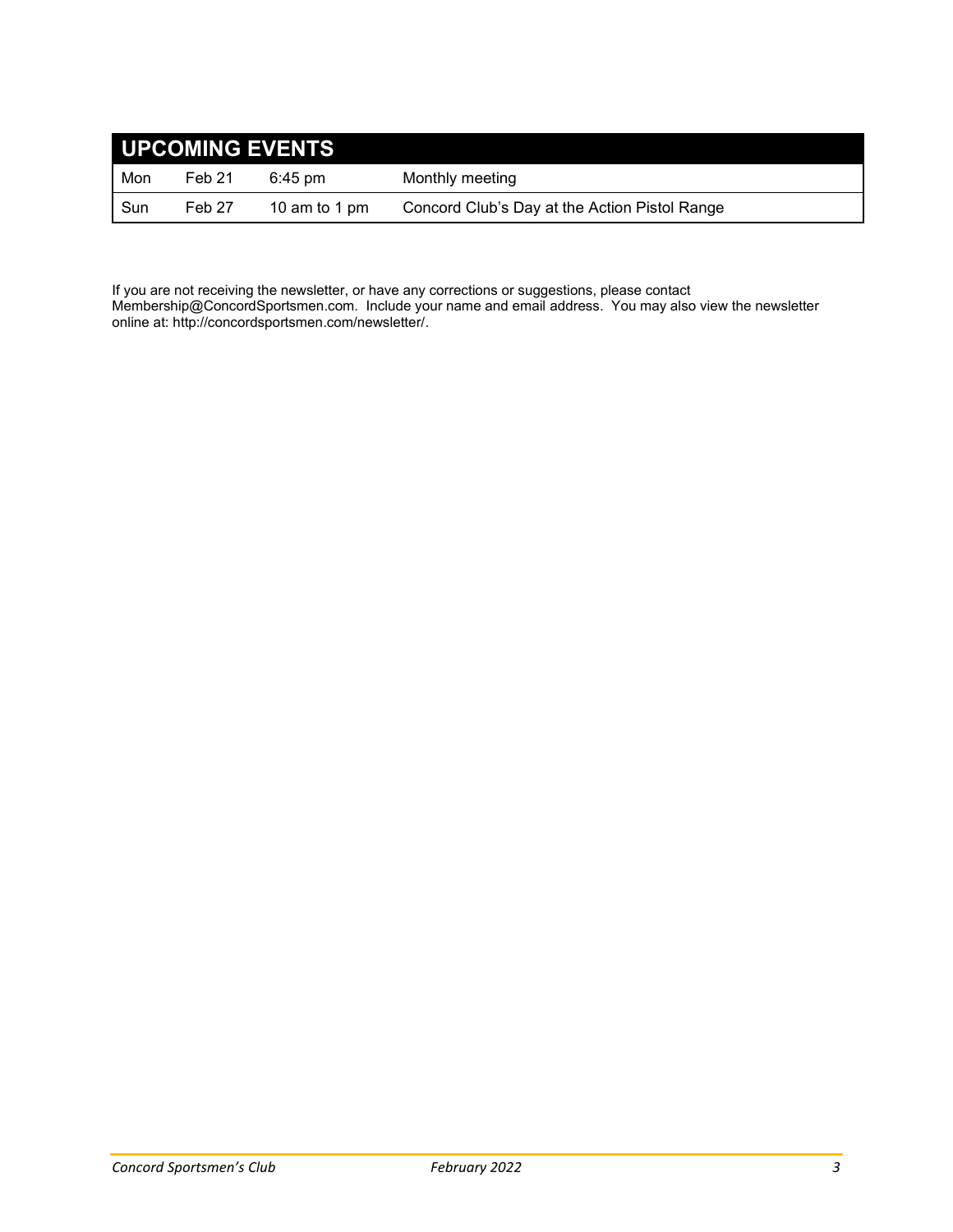## UPCOMING EVENTS

| | | | |
|---|---|---|---|
| Mon | Feb 21 | 6:45 pm | Monthly meeting |
| Sun | Feb 27 | 10 am to 1 pm | Concord Club's Day at the Action Pistol Range |

If you are not receiving the newsletter, or have any corrections or suggestions, please contact Membership@ConcordSportsmen.com. Include your name and email address. You may also view the newsletter online at: http://concordsportsmen.com/newsletter/.